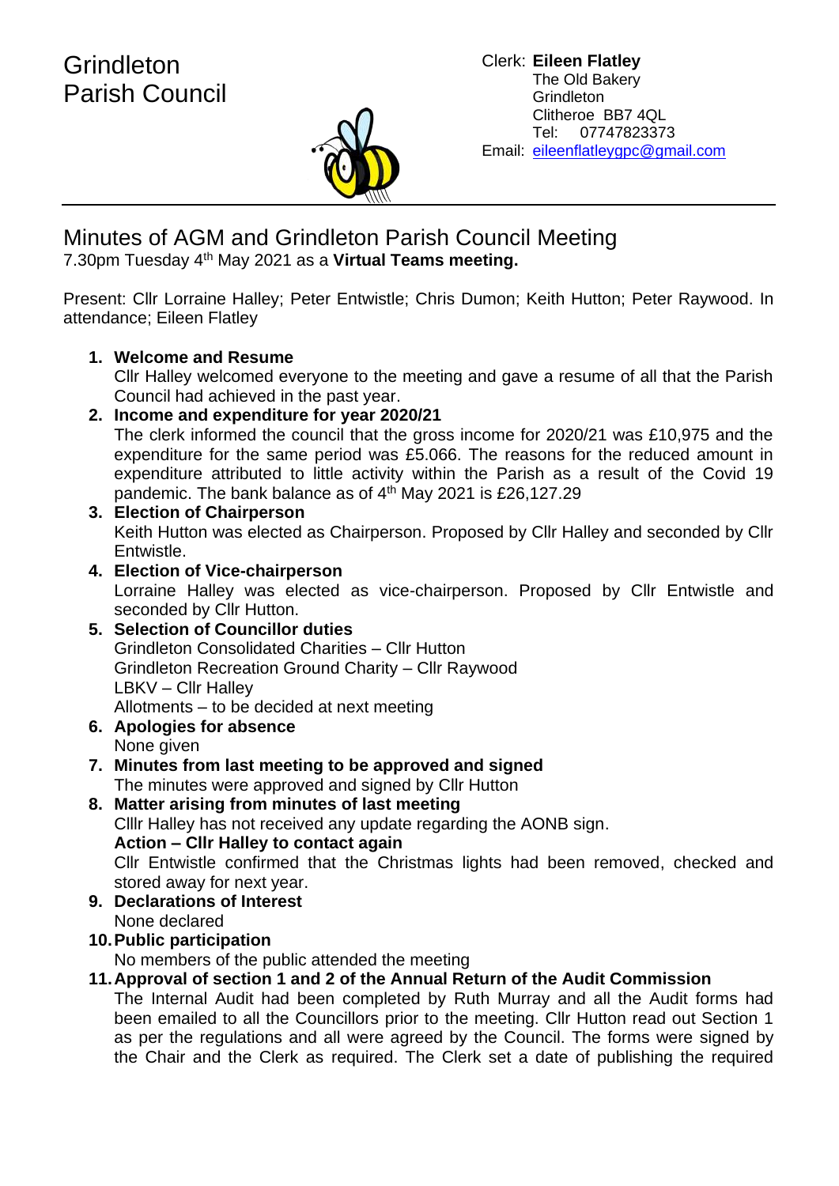# Grindleton Parish Council

Clerk: **Eileen Flatley**
The Old Bakery
Grindleton
Clitheroe BB7 4QL
Tel: 07747823373
Email: eileenflatleygpc@gmail.com

## Minutes of AGM and Grindleton Parish Council Meeting

7.30pm Tuesday 4th May 2021 as a **Virtual Teams meeting.**

Present: Cllr Lorraine Halley; Peter Entwistle; Chris Dumon; Keith Hutton; Peter Raywood. In attendance; Eileen Flatley

1. **Welcome and Resume**
   Cllr Halley welcomed everyone to the meeting and gave a resume of all that the Parish Council had achieved in the past year.
2. **Income and expenditure for year 2020/21**
   The clerk informed the council that the gross income for 2020/21 was £10,975 and the expenditure for the same period was £5.066. The reasons for the reduced amount in expenditure attributed to little activity within the Parish as a result of the Covid 19 pandemic. The bank balance as of 4th May 2021 is £26,127.29
3. **Election of Chairperson**
   Keith Hutton was elected as Chairperson. Proposed by Cllr Halley and seconded by Cllr Entwistle.
4. **Election of Vice-chairperson**
   Lorraine Halley was elected as vice-chairperson. Proposed by Cllr Entwistle and seconded by Cllr Hutton.
5. **Selection of Councillor duties**
   Grindleton Consolidated Charities – Cllr Hutton
   Grindleton Recreation Ground Charity – Cllr Raywood
   LBKV – Cllr Halley
   Allotments – to be decided at next meeting
6. **Apologies for absence**
   None given
7. **Minutes from last meeting to be approved and signed**
   The minutes were approved and signed by Cllr Hutton
8. **Matter arising from minutes of last meeting**
   Clllr Halley has not received any update regarding the AONB sign.
   **Action – Cllr Halley to contact again**
   Cllr Entwistle confirmed that the Christmas lights had been removed, checked and stored away for next year.
9. **Declarations of Interest**
   None declared
10. **Public participation**
    No members of the public attended the meeting
11. **Approval of section 1 and 2 of the Annual Return of the Audit Commission**
    The Internal Audit had been completed by Ruth Murray and all the Audit forms had been emailed to all the Councillors prior to the meeting. Cllr Hutton read out Section 1 as per the regulations and all were agreed by the Council. The forms were signed by the Chair and the Clerk as required. The Clerk set a date of publishing the required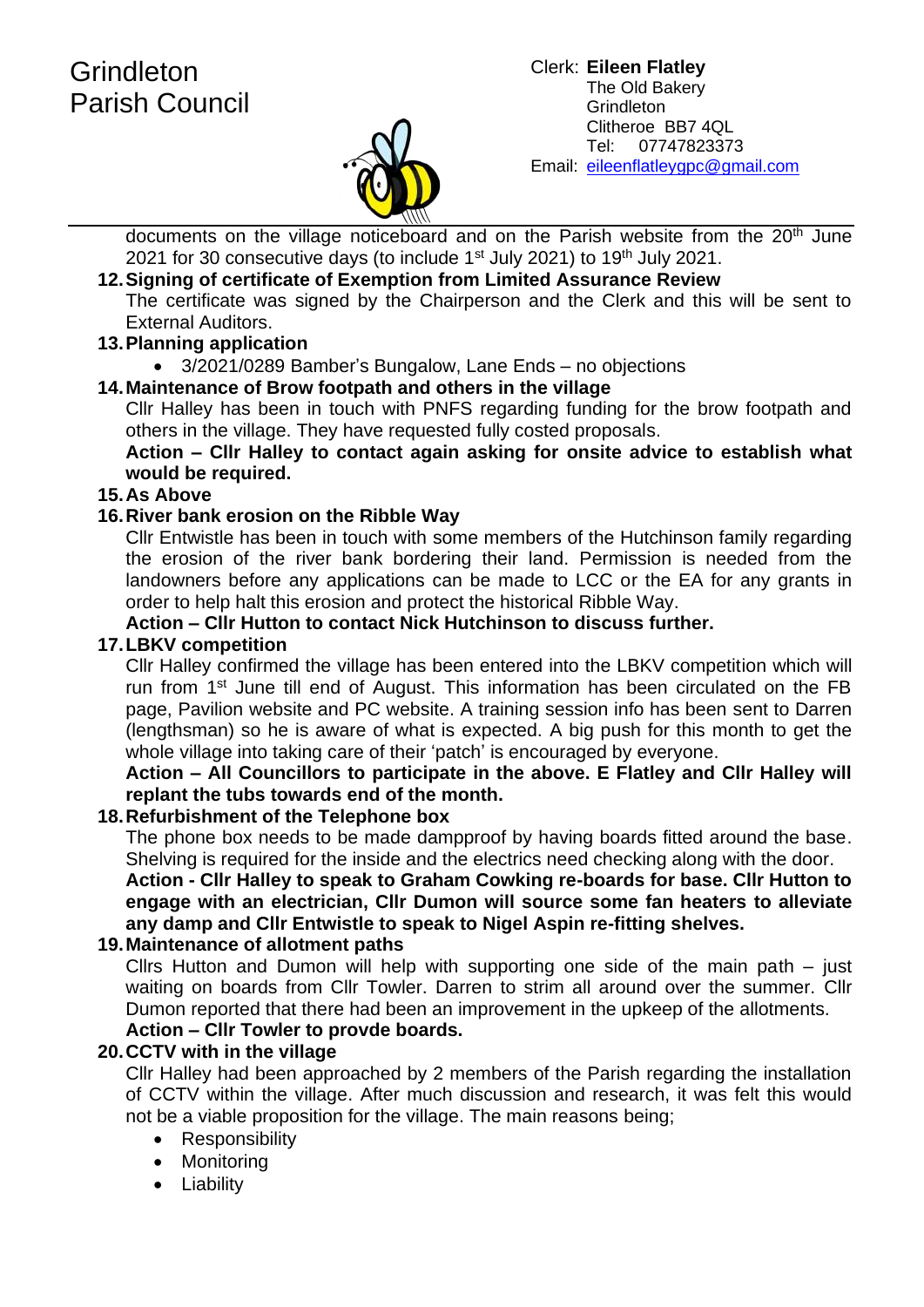documents on the village noticeboard and on the Parish website from the 20th June 2021 for 30 consecutive days (to include 1st July 2021) to 19th July 2021.

12. **Signing of certificate of Exemption from Limited Assurance Review**
    The certificate was signed by the Chairperson and the Clerk and this will be sent to External Auditors.

13. **Planning application**
    - 3/2021/0289 Bamber's Bungalow, Lane Ends – no objections

14. **Maintenance of Brow footpath and others in the village**
    Cllr Halley has been in touch with PNFS regarding funding for the brow footpath and others in the village. They have requested fully costed proposals.
    **Action – Cllr Halley to contact again asking for onsite advice to establish what would be required.**

15. **As Above**

16. **River bank erosion on the Ribble Way**
    Cllr Entwistle has been in touch with some members of the Hutchinson family regarding the erosion of the river bank bordering their land. Permission is needed from the landowners before any applications can be made to LCC or the EA for any grants in order to help halt this erosion and protect the historical Ribble Way.
    **Action – Cllr Hutton to contact Nick Hutchinson to discuss further.**

17. **LBKV competition**
    Cllr Halley confirmed the village has been entered into the LBKV competition which will run from 1st June till end of August. This information has been circulated on the FB page, Pavilion website and PC website. A training session info has been sent to Darren (lengthsman) so he is aware of what is expected. A big push for this month to get the whole village into taking care of their 'patch' is encouraged by everyone.
    **Action – All Councillors to participate in the above. E Flatley and Cllr Halley will replant the tubs towards end of the month.**

18. **Refurbishment of the Telephone box**
    The phone box needs to be made dampproof by having boards fitted around the base. Shelving is required for the inside and the electrics need checking along with the door.
    **Action - Cllr Halley to speak to Graham Cowking re-boards for base. Cllr Hutton to engage with an electrician, Cllr Dumon will source some fan heaters to alleviate any damp and Cllr Entwistle to speak to Nigel Aspin re-fitting shelves.**

19. **Maintenance of allotment paths**
    Cllrs Hutton and Dumon will help with supporting one side of the main path – just waiting on boards from Cllr Towler. Darren to strim all around over the summer. Cllr Dumon reported that there had been an improvement in the upkeep of the allotments.
    **Action – Cllr Towler to provde boards.**

20. **CCTV with in the village**
    Cllr Halley had been approached by 2 members of the Parish regarding the installation of CCTV within the village. After much discussion and research, it was felt this would not be a viable proposition for the village. The main reasons being;
    - Responsibility
    - Monitoring
    - Liability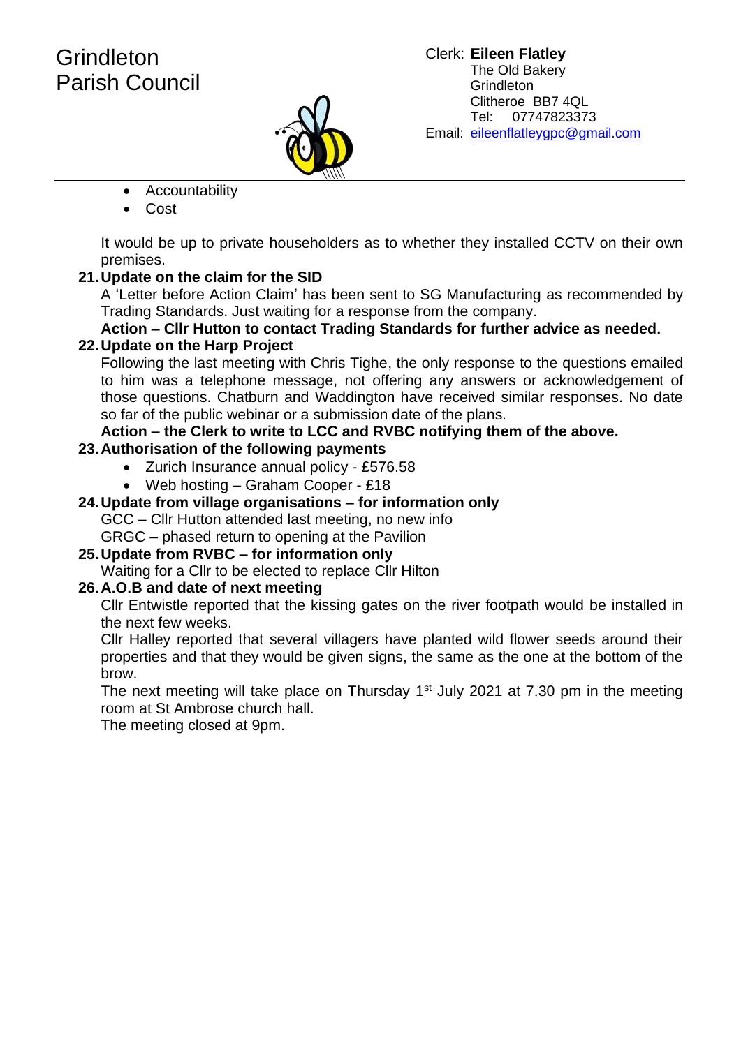- Accountability
- Cost

It would be up to private householders as to whether they installed CCTV on their own premises.

21. **Update on the claim for the SID**

    A 'Letter before Action Claim' has been sent to SG Manufacturing as recommended by Trading Standards. Just waiting for a response from the company.

    **Action – Cllr Hutton to contact Trading Standards for further advice as needed.**

22. **Update on the Harp Project**

    Following the last meeting with Chris Tighe, the only response to the questions emailed to him was a telephone message, not offering any answers or acknowledgement of those questions. Chatburn and Waddington have received similar responses. No date so far of the public webinar or a submission date of the plans.

    **Action – the Clerk to write to LCC and RVBC notifying them of the above.**

23. **Authorisation of the following payments**
    - Zurich Insurance annual policy - £576.58
    - Web hosting – Graham Cooper - £18

24. **Update from village organisations – for information only**

    GCC – Cllr Hutton attended last meeting, no new info

    GRGC – phased return to opening at the Pavilion

25. **Update from RVBC – for information only**

    Waiting for a Cllr to be elected to replace Cllr Hilton

26. **A.O.B and date of next meeting**

    Cllr Entwistle reported that the kissing gates on the river footpath would be installed in the next few weeks.

    Cllr Halley reported that several villagers have planted wild flower seeds around their properties and that they would be given signs, the same as the one at the bottom of the brow.

    The next meeting will take place on Thursday 1st July 2021 at 7.30 pm in the meeting room at St Ambrose church hall.

    The meeting closed at 9pm.